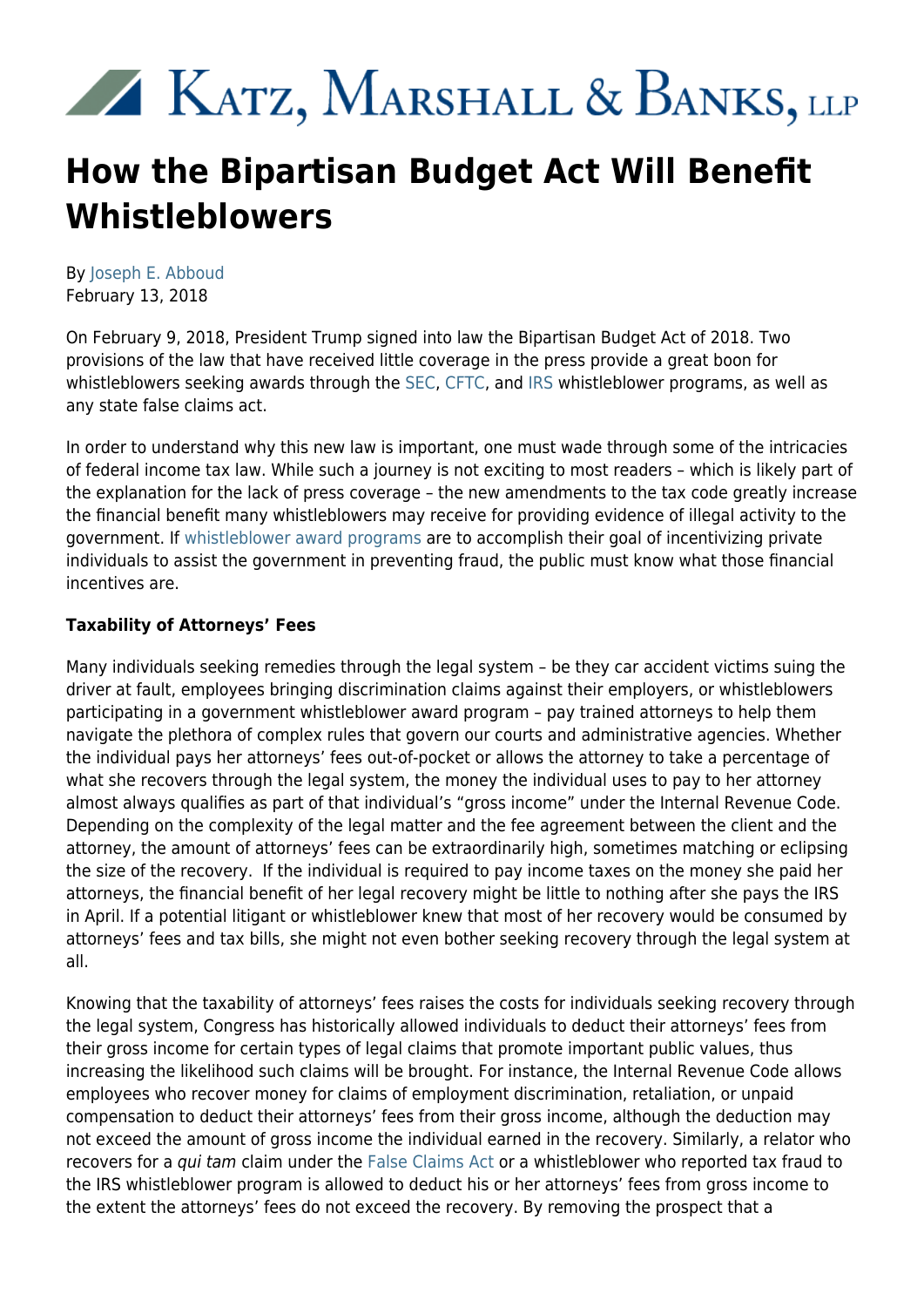# Katz, Marshall & Banks, LLP

# How the Bipartisan Budget Act Will Benefit Whistleblowers

By Joseph E. Abboud
February 13, 2018

On February 9, 2018, President Trump signed into law the Bipartisan Budget Act of 2018. Two provisions of the law that have received little coverage in the press provide a great boon for whistleblowers seeking awards through the SEC, CFTC, and IRS whistleblower programs, as well as any state false claims act.

In order to understand why this new law is important, one must wade through some of the intricacies of federal income tax law. While such a journey is not exciting to most readers – which is likely part of the explanation for the lack of press coverage – the new amendments to the tax code greatly increase the financial benefit many whistleblowers may receive for providing evidence of illegal activity to the government. If whistleblower award programs are to accomplish their goal of incentivizing private individuals to assist the government in preventing fraud, the public must know what those financial incentives are.

**Taxability of Attorneys' Fees**

Many individuals seeking remedies through the legal system – be they car accident victims suing the driver at fault, employees bringing discrimination claims against their employers, or whistleblowers participating in a government whistleblower award program – pay trained attorneys to help them navigate the plethora of complex rules that govern our courts and administrative agencies. Whether the individual pays her attorneys' fees out-of-pocket or allows the attorney to take a percentage of what she recovers through the legal system, the money the individual uses to pay to her attorney almost always qualifies as part of that individual's "gross income" under the Internal Revenue Code. Depending on the complexity of the legal matter and the fee agreement between the client and the attorney, the amount of attorneys' fees can be extraordinarily high, sometimes matching or eclipsing the size of the recovery. If the individual is required to pay income taxes on the money she paid her attorneys, the financial benefit of her legal recovery might be little to nothing after she pays the IRS in April. If a potential litigant or whistleblower knew that most of her recovery would be consumed by attorneys' fees and tax bills, she might not even bother seeking recovery through the legal system at all.

Knowing that the taxability of attorneys' fees raises the costs for individuals seeking recovery through the legal system, Congress has historically allowed individuals to deduct their attorneys' fees from their gross income for certain types of legal claims that promote important public values, thus increasing the likelihood such claims will be brought. For instance, the Internal Revenue Code allows employees who recover money for claims of employment discrimination, retaliation, or unpaid compensation to deduct their attorneys' fees from their gross income, although the deduction may not exceed the amount of gross income the individual earned in the recovery. Similarly, a relator who recovers for a *qui tam* claim under the False Claims Act or a whistleblower who reported tax fraud to the IRS whistleblower program is allowed to deduct his or her attorneys' fees from gross income to the extent the attorneys' fees do not exceed the recovery. By removing the prospect that a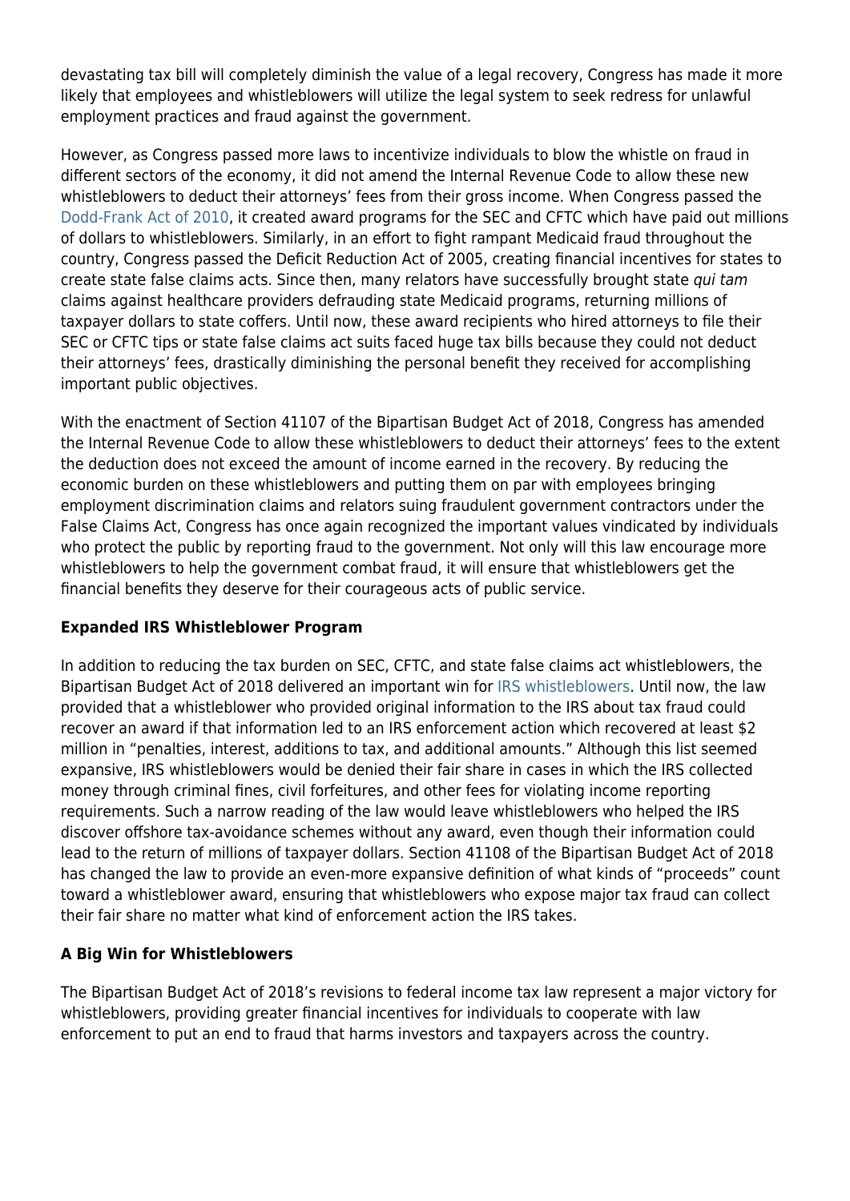devastating tax bill will completely diminish the value of a legal recovery, Congress has made it more likely that employees and whistleblowers will utilize the legal system to seek redress for unlawful employment practices and fraud against the government.

However, as Congress passed more laws to incentivize individuals to blow the whistle on fraud in different sectors of the economy, it did not amend the Internal Revenue Code to allow these new whistleblowers to deduct their attorneys' fees from their gross income. When Congress passed the Dodd-Frank Act of 2010, it created award programs for the SEC and CFTC which have paid out millions of dollars to whistleblowers. Similarly, in an effort to fight rampant Medicaid fraud throughout the country, Congress passed the Deficit Reduction Act of 2005, creating financial incentives for states to create state false claims acts. Since then, many relators have successfully brought state *qui tam* claims against healthcare providers defrauding state Medicaid programs, returning millions of taxpayer dollars to state coffers. Until now, these award recipients who hired attorneys to file their SEC or CFTC tips or state false claims act suits faced huge tax bills because they could not deduct their attorneys' fees, drastically diminishing the personal benefit they received for accomplishing important public objectives.

With the enactment of Section 41107 of the Bipartisan Budget Act of 2018, Congress has amended the Internal Revenue Code to allow these whistleblowers to deduct their attorneys' fees to the extent the deduction does not exceed the amount of income earned in the recovery. By reducing the economic burden on these whistleblowers and putting them on par with employees bringing employment discrimination claims and relators suing fraudulent government contractors under the False Claims Act, Congress has once again recognized the important values vindicated by individuals who protect the public by reporting fraud to the government. Not only will this law encourage more whistleblowers to help the government combat fraud, it will ensure that whistleblowers get the financial benefits they deserve for their courageous acts of public service.

**Expanded IRS Whistleblower Program**

In addition to reducing the tax burden on SEC, CFTC, and state false claims act whistleblowers, the Bipartisan Budget Act of 2018 delivered an important win for IRS whistleblowers. Until now, the law provided that a whistleblower who provided original information to the IRS about tax fraud could recover an award if that information led to an IRS enforcement action which recovered at least $2 million in "penalties, interest, additions to tax, and additional amounts." Although this list seemed expansive, IRS whistleblowers would be denied their fair share in cases in which the IRS collected money through criminal fines, civil forfeitures, and other fees for violating income reporting requirements. Such a narrow reading of the law would leave whistleblowers who helped the IRS discover offshore tax-avoidance schemes without any award, even though their information could lead to the return of millions of taxpayer dollars. Section 41108 of the Bipartisan Budget Act of 2018 has changed the law to provide an even-more expansive definition of what kinds of "proceeds" count toward a whistleblower award, ensuring that whistleblowers who expose major tax fraud can collect their fair share no matter what kind of enforcement action the IRS takes.

**A Big Win for Whistleblowers**

The Bipartisan Budget Act of 2018's revisions to federal income tax law represent a major victory for whistleblowers, providing greater financial incentives for individuals to cooperate with law enforcement to put an end to fraud that harms investors and taxpayers across the country.